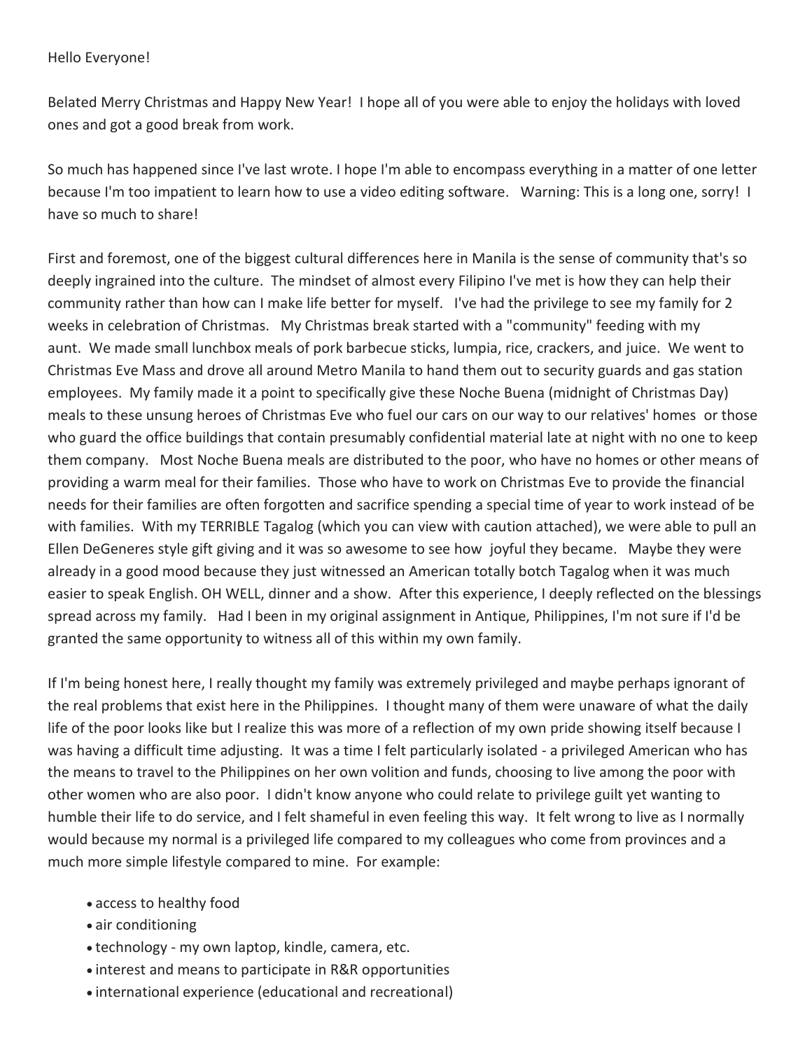Hello Everyone!

Belated Merry Christmas and Happy New Year! I hope all of you were able to enjoy the holidays with loved ones and got a good break from work.

So much has happened since I've last wrote. I hope I'm able to encompass everything in a matter of one letter because I'm too impatient to learn how to use a video editing software. Warning: This is a long one, sorry! I have so much to share!

First and foremost, one of the biggest cultural differences here in Manila is the sense of community that's so deeply ingrained into the culture. The mindset of almost every Filipino I've met is how they can help their community rather than how can I make life better for myself. I've had the privilege to see my family for 2 weeks in celebration of Christmas. My Christmas break started with a "community" feeding with my aunt. We made small lunchbox meals of pork barbecue sticks, lumpia, rice, crackers, and juice. We went to Christmas Eve Mass and drove all around Metro Manila to hand them out to security guards and gas station employees. My family made it a point to specifically give these Noche Buena (midnight of Christmas Day) meals to these unsung heroes of Christmas Eve who fuel our cars on our way to our relatives' homes or those who guard the office buildings that contain presumably confidential material late at night with no one to keep them company. Most Noche Buena meals are distributed to the poor, who have no homes or other means of providing a warm meal for their families. Those who have to work on Christmas Eve to provide the financial needs for their families are often forgotten and sacrifice spending a special time of year to work instead of be with families. With my TERRIBLE Tagalog (which you can view with caution attached), we were able to pull an Ellen DeGeneres style gift giving and it was so awesome to see how joyful they became. Maybe they were already in a good mood because they just witnessed an American totally botch Tagalog when it was much easier to speak English. OH WELL, dinner and a show. After this experience, I deeply reflected on the blessings spread across my family. Had I been in my original assignment in Antique, Philippines, I'm not sure if I'd be granted the same opportunity to witness all of this within my own family.

If I'm being honest here, I really thought my family was extremely privileged and maybe perhaps ignorant of the real problems that exist here in the Philippines. I thought many of them were unaware of what the daily life of the poor looks like but I realize this was more of a reflection of my own pride showing itself because I was having a difficult time adjusting. It was a time I felt particularly isolated - a privileged American who has the means to travel to the Philippines on her own volition and funds, choosing to live among the poor with other women who are also poor. I didn't know anyone who could relate to privilege guilt yet wanting to humble their life to do service, and I felt shameful in even feeling this way. It felt wrong to live as I normally would because my normal is a privileged life compared to my colleagues who come from provinces and a much more simple lifestyle compared to mine. For example:

- access to healthy food
- air conditioning
- technology - my own laptop, kindle, camera, etc.
- interest and means to participate in R&R opportunities
- international experience (educational and recreational)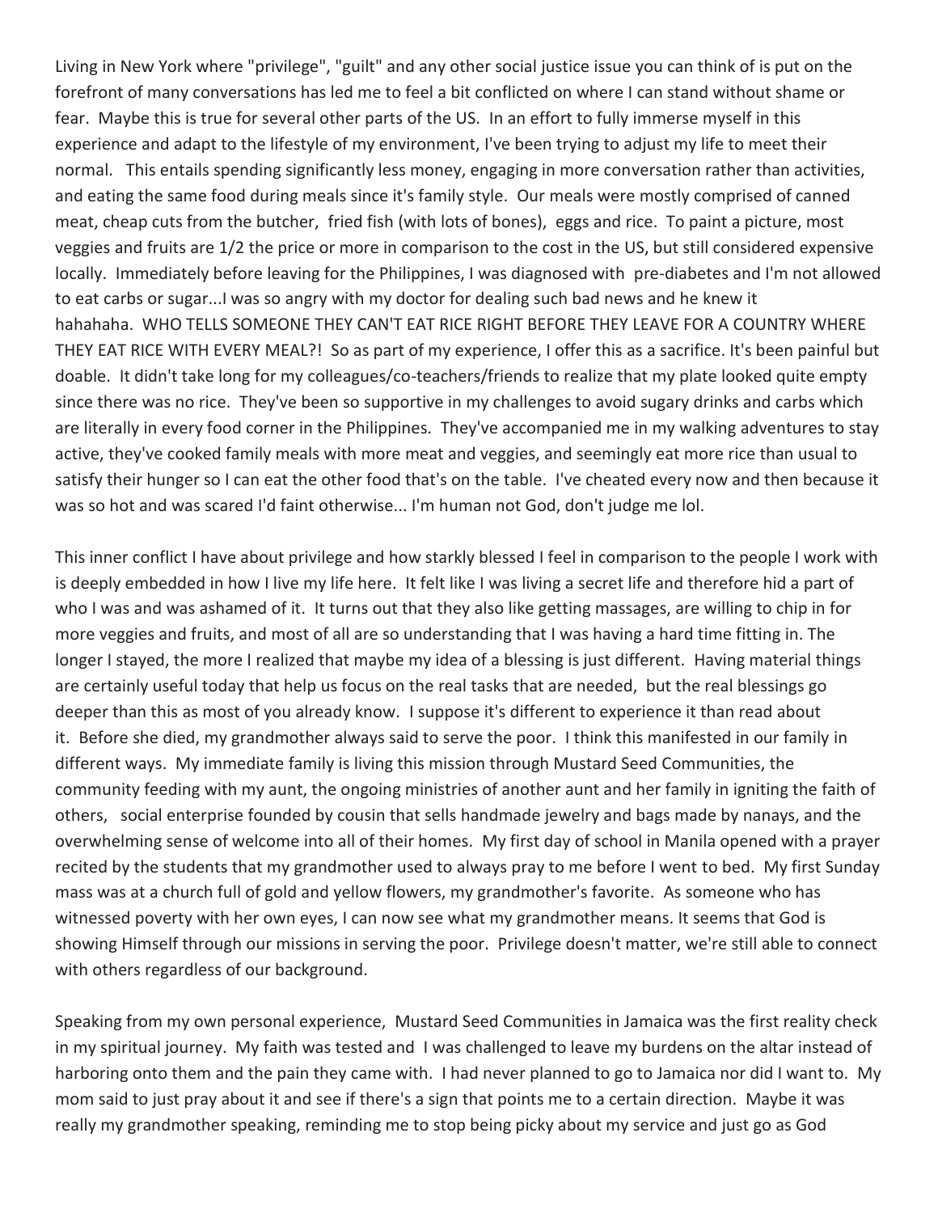Living in New York where "privilege", "guilt" and any other social justice issue you can think of is put on the forefront of many conversations has led me to feel a bit conflicted on where I can stand without shame or fear. Maybe this is true for several other parts of the US. In an effort to fully immerse myself in this experience and adapt to the lifestyle of my environment, I've been trying to adjust my life to meet their normal. This entails spending significantly less money, engaging in more conversation rather than activities, and eating the same food during meals since it's family style. Our meals were mostly comprised of canned meat, cheap cuts from the butcher, fried fish (with lots of bones), eggs and rice. To paint a picture, most veggies and fruits are 1/2 the price or more in comparison to the cost in the US, but still considered expensive locally. Immediately before leaving for the Philippines, I was diagnosed with pre-diabetes and I'm not allowed to eat carbs or sugar...I was so angry with my doctor for dealing such bad news and he knew it hahahaha. WHO TELLS SOMEONE THEY CAN'T EAT RICE RIGHT BEFORE THEY LEAVE FOR A COUNTRY WHERE THEY EAT RICE WITH EVERY MEAL?! So as part of my experience, I offer this as a sacrifice. It's been painful but doable. It didn't take long for my colleagues/co-teachers/friends to realize that my plate looked quite empty since there was no rice. They've been so supportive in my challenges to avoid sugary drinks and carbs which are literally in every food corner in the Philippines. They've accompanied me in my walking adventures to stay active, they've cooked family meals with more meat and veggies, and seemingly eat more rice than usual to satisfy their hunger so I can eat the other food that's on the table. I've cheated every now and then because it was so hot and was scared I'd faint otherwise... I'm human not God, don't judge me lol.

This inner conflict I have about privilege and how starkly blessed I feel in comparison to the people I work with is deeply embedded in how I live my life here. It felt like I was living a secret life and therefore hid a part of who I was and was ashamed of it. It turns out that they also like getting massages, are willing to chip in for more veggies and fruits, and most of all are so understanding that I was having a hard time fitting in. The longer I stayed, the more I realized that maybe my idea of a blessing is just different. Having material things are certainly useful today that help us focus on the real tasks that are needed, but the real blessings go deeper than this as most of you already know. I suppose it's different to experience it than read about it. Before she died, my grandmother always said to serve the poor. I think this manifested in our family in different ways. My immediate family is living this mission through Mustard Seed Communities, the community feeding with my aunt, the ongoing ministries of another aunt and her family in igniting the faith of others, social enterprise founded by cousin that sells handmade jewelry and bags made by nanays, and the overwhelming sense of welcome into all of their homes. My first day of school in Manila opened with a prayer recited by the students that my grandmother used to always pray to me before I went to bed. My first Sunday mass was at a church full of gold and yellow flowers, my grandmother's favorite. As someone who has witnessed poverty with her own eyes, I can now see what my grandmother means. It seems that God is showing Himself through our missions in serving the poor. Privilege doesn't matter, we're still able to connect with others regardless of our background.

Speaking from my own personal experience, Mustard Seed Communities in Jamaica was the first reality check in my spiritual journey. My faith was tested and I was challenged to leave my burdens on the altar instead of harboring onto them and the pain they came with. I had never planned to go to Jamaica nor did I want to. My mom said to just pray about it and see if there's a sign that points me to a certain direction. Maybe it was really my grandmother speaking, reminding me to stop being picky about my service and just go as God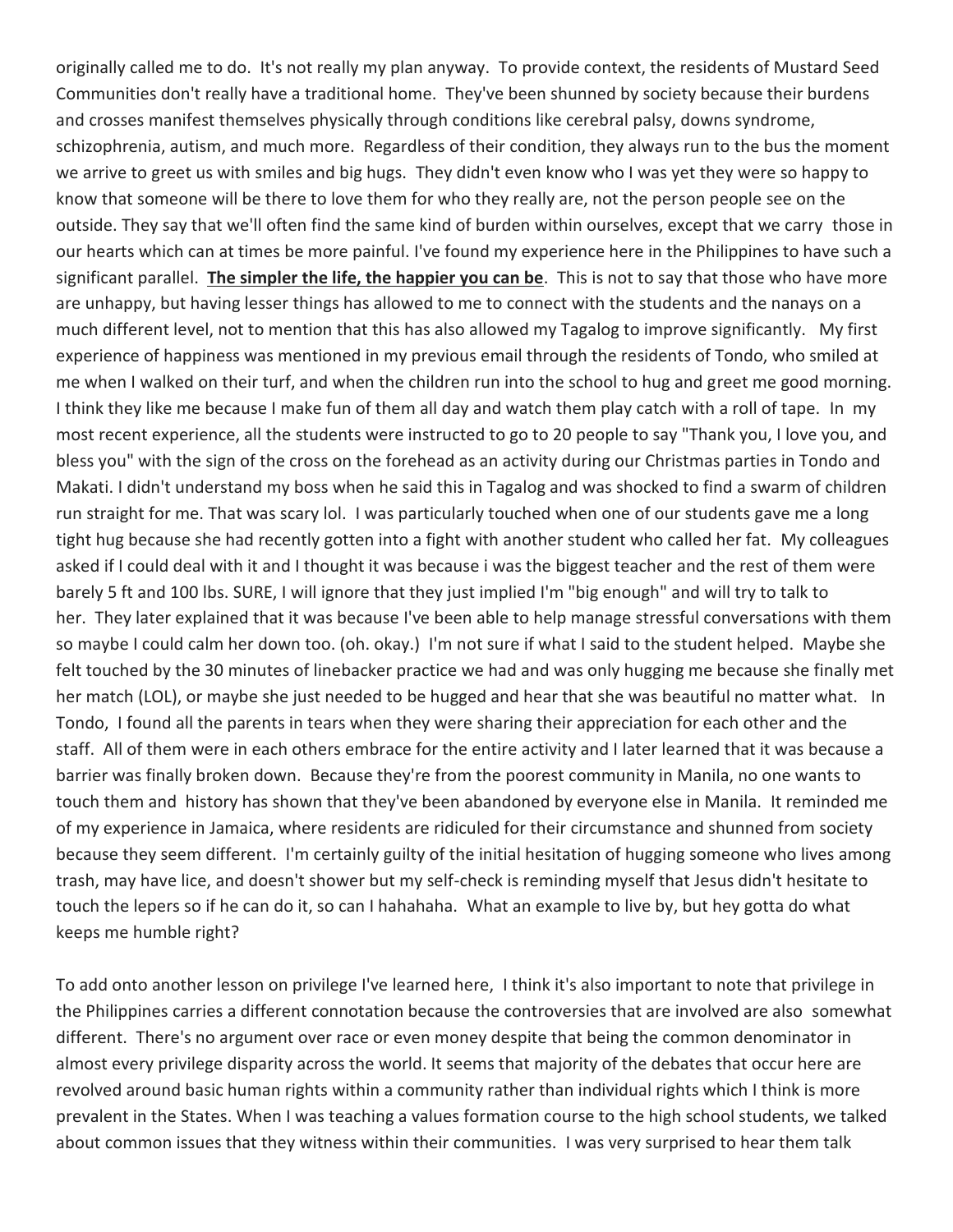originally called me to do. It's not really my plan anyway. To provide context, the residents of Mustard Seed Communities don't really have a traditional home. They've been shunned by society because their burdens and crosses manifest themselves physically through conditions like cerebral palsy, downs syndrome, schizophrenia, autism, and much more. Regardless of their condition, they always run to the bus the moment we arrive to greet us with smiles and big hugs. They didn't even know who I was yet they were so happy to know that someone will be there to love them for who they really are, not the person people see on the outside. They say that we'll often find the same kind of burden within ourselves, except that we carry those in our hearts which can at times be more painful. I've found my experience here in the Philippines to have such a significant parallel. **<u>The simpler the life, the happier you can be</u>**. This is not to say that those who have more are unhappy, but having lesser things has allowed to me to connect with the students and the nanays on a much different level, not to mention that this has also allowed my Tagalog to improve significantly. My first experience of happiness was mentioned in my previous email through the residents of Tondo, who smiled at me when I walked on their turf, and when the children run into the school to hug and greet me good morning. I think they like me because I make fun of them all day and watch them play catch with a roll of tape. In my most recent experience, all the students were instructed to go to 20 people to say "Thank you, I love you, and bless you" with the sign of the cross on the forehead as an activity during our Christmas parties in Tondo and Makati. I didn't understand my boss when he said this in Tagalog and was shocked to find a swarm of children run straight for me. That was scary lol. I was particularly touched when one of our students gave me a long tight hug because she had recently gotten into a fight with another student who called her fat. My colleagues asked if I could deal with it and I thought it was because i was the biggest teacher and the rest of them were barely 5 ft and 100 lbs. SURE, I will ignore that they just implied I'm "big enough" and will try to talk to her. They later explained that it was because I've been able to help manage stressful conversations with them so maybe I could calm her down too. (oh. okay.) I'm not sure if what I said to the student helped. Maybe she felt touched by the 30 minutes of linebacker practice we had and was only hugging me because she finally met her match (LOL), or maybe she just needed to be hugged and hear that she was beautiful no matter what. In Tondo, I found all the parents in tears when they were sharing their appreciation for each other and the staff. All of them were in each others embrace for the entire activity and I later learned that it was because a barrier was finally broken down. Because they're from the poorest community in Manila, no one wants to touch them and history has shown that they've been abandoned by everyone else in Manila. It reminded me of my experience in Jamaica, where residents are ridiculed for their circumstance and shunned from society because they seem different. I'm certainly guilty of the initial hesitation of hugging someone who lives among trash, may have lice, and doesn't shower but my self-check is reminding myself that Jesus didn't hesitate to touch the lepers so if he can do it, so can I hahahaha. What an example to live by, but hey gotta do what keeps me humble right?

To add onto another lesson on privilege I've learned here, I think it's also important to note that privilege in the Philippines carries a different connotation because the controversies that are involved are also somewhat different. There's no argument over race or even money despite that being the common denominator in almost every privilege disparity across the world. It seems that majority of the debates that occur here are revolved around basic human rights within a community rather than individual rights which I think is more prevalent in the States. When I was teaching a values formation course to the high school students, we talked about common issues that they witness within their communities. I was very surprised to hear them talk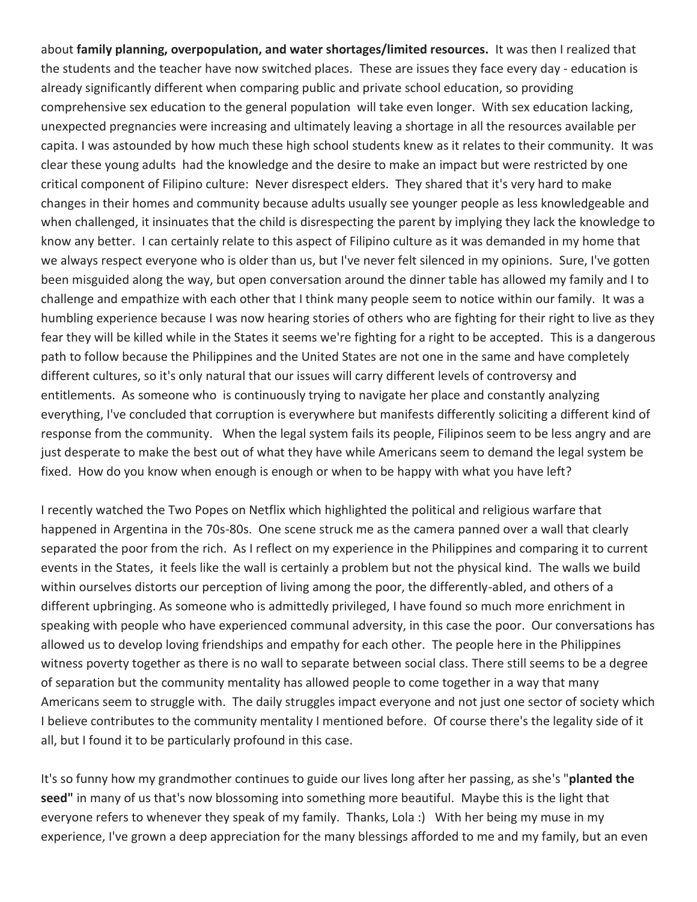about **family planning, overpopulation, and water shortages/limited resources.** It was then I realized that the students and the teacher have now switched places. These are issues they face every day - education is already significantly different when comparing public and private school education, so providing comprehensive sex education to the general population will take even longer. With sex education lacking, unexpected pregnancies were increasing and ultimately leaving a shortage in all the resources available per capita. I was astounded by how much these high school students knew as it relates to their community. It was clear these young adults had the knowledge and the desire to make an impact but were restricted by one critical component of Filipino culture: Never disrespect elders. They shared that it's very hard to make changes in their homes and community because adults usually see younger people as less knowledgeable and when challenged, it insinuates that the child is disrespecting the parent by implying they lack the knowledge to know any better. I can certainly relate to this aspect of Filipino culture as it was demanded in my home that we always respect everyone who is older than us, but I've never felt silenced in my opinions. Sure, I've gotten been misguided along the way, but open conversation around the dinner table has allowed my family and I to challenge and empathize with each other that I think many people seem to notice within our family. It was a humbling experience because I was now hearing stories of others who are fighting for their right to live as they fear they will be killed while in the States it seems we're fighting for a right to be accepted. This is a dangerous path to follow because the Philippines and the United States are not one in the same and have completely different cultures, so it's only natural that our issues will carry different levels of controversy and entitlements. As someone who is continuously trying to navigate her place and constantly analyzing everything, I've concluded that corruption is everywhere but manifests differently soliciting a different kind of response from the community. When the legal system fails its people, Filipinos seem to be less angry and are just desperate to make the best out of what they have while Americans seem to demand the legal system be fixed. How do you know when enough is enough or when to be happy with what you have left?

I recently watched the Two Popes on Netflix which highlighted the political and religious warfare that happened in Argentina in the 70s-80s. One scene struck me as the camera panned over a wall that clearly separated the poor from the rich. As I reflect on my experience in the Philippines and comparing it to current events in the States, it feels like the wall is certainly a problem but not the physical kind. The walls we build within ourselves distorts our perception of living among the poor, the differently-abled, and others of a different upbringing. As someone who is admittedly privileged, I have found so much more enrichment in speaking with people who have experienced communal adversity, in this case the poor. Our conversations has allowed us to develop loving friendships and empathy for each other. The people here in the Philippines witness poverty together as there is no wall to separate between social class. There still seems to be a degree of separation but the community mentality has allowed people to come together in a way that many Americans seem to struggle with. The daily struggles impact everyone and not just one sector of society which I believe contributes to the community mentality I mentioned before. Of course there's the legality side of it all, but I found it to be particularly profound in this case.

It's so funny how my grandmother continues to guide our lives long after her passing, as she's "**planted the seed**" in many of us that's now blossoming into something more beautiful. Maybe this is the light that everyone refers to whenever they speak of my family. Thanks, Lola :) With her being my muse in my experience, I've grown a deep appreciation for the many blessings afforded to me and my family, but an even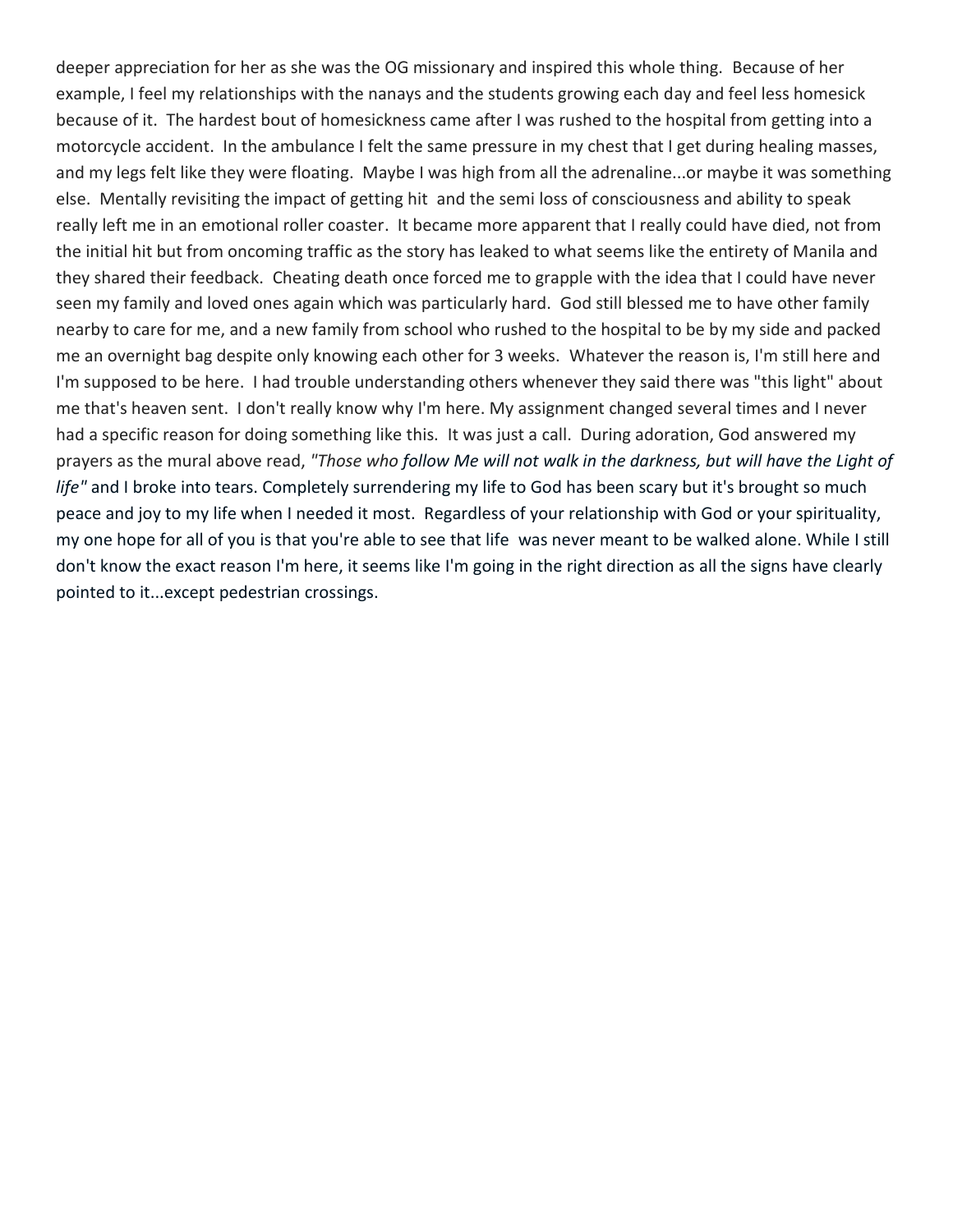deeper appreciation for her as she was the OG missionary and inspired this whole thing. Because of her example, I feel my relationships with the nanays and the students growing each day and feel less homesick because of it. The hardest bout of homesickness came after I was rushed to the hospital from getting into a motorcycle accident. In the ambulance I felt the same pressure in my chest that I get during healing masses, and my legs felt like they were floating. Maybe I was high from all the adrenaline...or maybe it was something else. Mentally revisiting the impact of getting hit and the semi loss of consciousness and ability to speak really left me in an emotional roller coaster. It became more apparent that I really could have died, not from the initial hit but from oncoming traffic as the story has leaked to what seems like the entirety of Manila and they shared their feedback. Cheating death once forced me to grapple with the idea that I could have never seen my family and loved ones again which was particularly hard. God still blessed me to have other family nearby to care for me, and a new family from school who rushed to the hospital to be by my side and packed me an overnight bag despite only knowing each other for 3 weeks. Whatever the reason is, I'm still here and I'm supposed to be here. I had trouble understanding others whenever they said there was "this light" about me that's heaven sent. I don't really know why I'm here. My assignment changed several times and I never had a specific reason for doing something like this. It was just a call. During adoration, God answered my prayers as the mural above read, *"Those who follow Me will not walk in the darkness, but will have the Light of life"* and I broke into tears. Completely surrendering my life to God has been scary but it's brought so much peace and joy to my life when I needed it most. Regardless of your relationship with God or your spirituality, my one hope for all of you is that you're able to see that life was never meant to be walked alone. While I still don't know the exact reason I'm here, it seems like I'm going in the right direction as all the signs have clearly pointed to it...except pedestrian crossings.